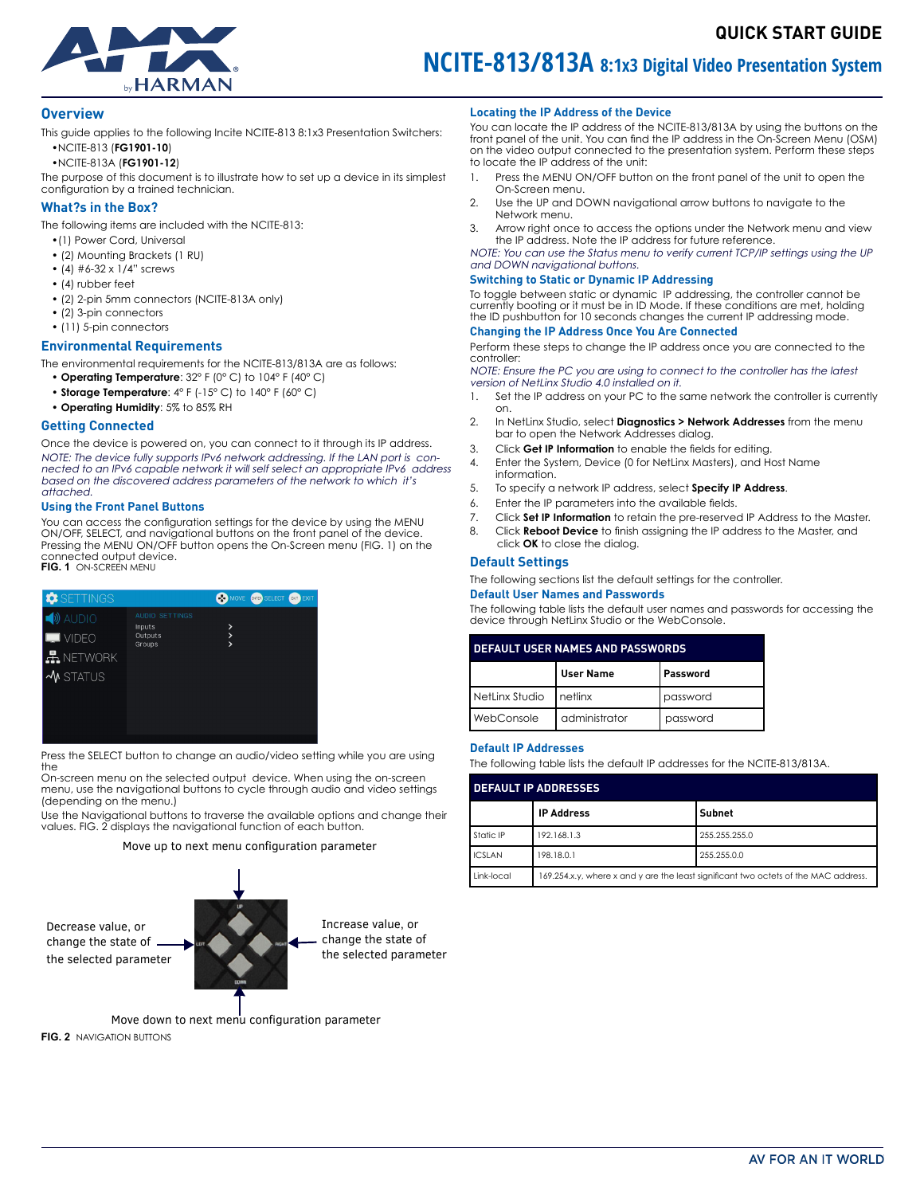# QUICK START GUIDE

# NCITE-813/813A 8:1x3 Digital Video Presentation System

## Overview

This guide applies to the following Incite NCITE-813 8:1x3 Presentation Switchers:

- NCITE-813 (**FG1901-10**)
- NCITE-813A (**FG1901-12**)

The purpose of this document is to illustrate how to set up a device in its simplest configuration by a trained technician.

## What?s in the Box?

The following items are included with the NCITE-813:

- (1) Power Cord, Universal
- (2) Mounting Brackets (1 RU)
- (4) #6-32 x 1/4" screws
- (4) rubber feet
- (2) 2-pin 5mm connectors (NCITE-813A only)
- (2) 3-pin connectors
- (11) 5-pin connectors

## Environmental Requirements

The environmental requirements for the NCITE-813/813A are as follows:

- **Operating Temperature**: 32° F (0° C) to 104° F (40° C)
- **Storage Temperature**: 4° F (-15° C) to 140° F (60° C)
- **Operating Humidity**: 5% to 85% RH

## Getting Connected

Once the device is powered on, you can connect to it through its IP address.

*NOTE: The device fully supports IPv6 network addressing. If the LAN port is connected to an IPv6 capable network it will self select an appropriate IPv6 address based on the discovered address parameters of the network to which it's attached.*

### Using the Front Panel Buttons

You can access the configuration settings for the device by using the MENU ON/OFF, SELECT, and navigational buttons on the front panel of the device. Pressing the MENU ON/OFF button opens the On-Screen menu (FIG. 1) on the connected output device.

**FIG. 1** ON-SCREEN MENU

Press the SELECT button to change an audio/video setting while you are using the
On-screen menu on the selected output device. When using the on-screen menu, use the navigational buttons to cycle through audio and video settings (depending on the menu.)

Use the Navigational buttons to traverse the available options and change their values. FIG. 2 displays the navigational function of each button.

Move up to next menu configuration parameter

Decrease value, or change the state of the selected parameter

Increase value, or change the state of the selected parameter

Move down to next menu configuration parameter

**FIG. 2** NAVIGATION BUTTONS

### Locating the IP Address of the Device

You can locate the IP address of the NCITE-813/813A by using the buttons on the front panel of the unit. You can find the IP address in the On-Screen Menu (OSM) on the video output connected to the presentation system. Perform these steps to locate the IP address of the unit:

1. Press the MENU ON/OFF button on the front panel of the unit to open the On-Screen menu.
2. Use the UP and DOWN navigational arrow buttons to navigate to the Network menu.
3. Arrow right once to access the options under the Network menu and view the IP address. Note the IP address for future reference.

*NOTE: You can use the Status menu to verify current TCP/IP settings using the UP and DOWN navigational buttons.*

### Switching to Static or Dynamic IP Addressing

To toggle between static or dynamic IP addressing, the controller cannot be currently booting or it must be in ID Mode. If these conditions are met, holding the ID pushbutton for 10 seconds changes the current IP addressing mode.

### Changing the IP Address Once You Are Connected

Perform these steps to change the IP address once you are connected to the controller:

*NOTE: Ensure the PC you are using to connect to the controller has the latest version of NetLinx Studio 4.0 installed on it.*

1. Set the IP address on your PC to the same network the controller is currently on.
2. In NetLinx Studio, select **Diagnostics > Network Addresses** from the menu bar to open the Network Addresses dialog.
3. Click **Get IP Information** to enable the fields for editing.
4. Enter the System, Device (0 for NetLinx Masters), and Host Name information.
5. To specify a network IP address, select **Specify IP Address**.
6. Enter the IP parameters into the available fields.
7. Click **Set IP Information** to retain the pre-reserved IP Address to the Master.
8. Click **Reboot Device** to finish assigning the IP address to the Master, and click **OK** to close the dialog.

## Default Settings

The following sections list the default settings for the controller.

### Default User Names and Passwords

The following table lists the default user names and passwords for accessing the device through NetLinx Studio or the WebConsole.

| DEFAULT USER NAMES AND PASSWORDS | | |
|---|---|---|
| | **User Name** | **Password** |
| NetLinx Studio | netlinx | password |
| WebConsole | administrator | password |

### Default IP Addresses

The following table lists the default IP addresses for the NCITE-813/813A.

| DEFAULT IP ADDRESSES | | |
|---|---|---|
| | **IP Address** | **Subnet** |
| Static IP | 192.168.1.3 | 255.255.255.0 |
| ICSLAN | 198.18.0.1 | 255.255.0.0 |
| Link-local | 169.254.x.y, where x and y are the least significant two octets of the MAC address. | |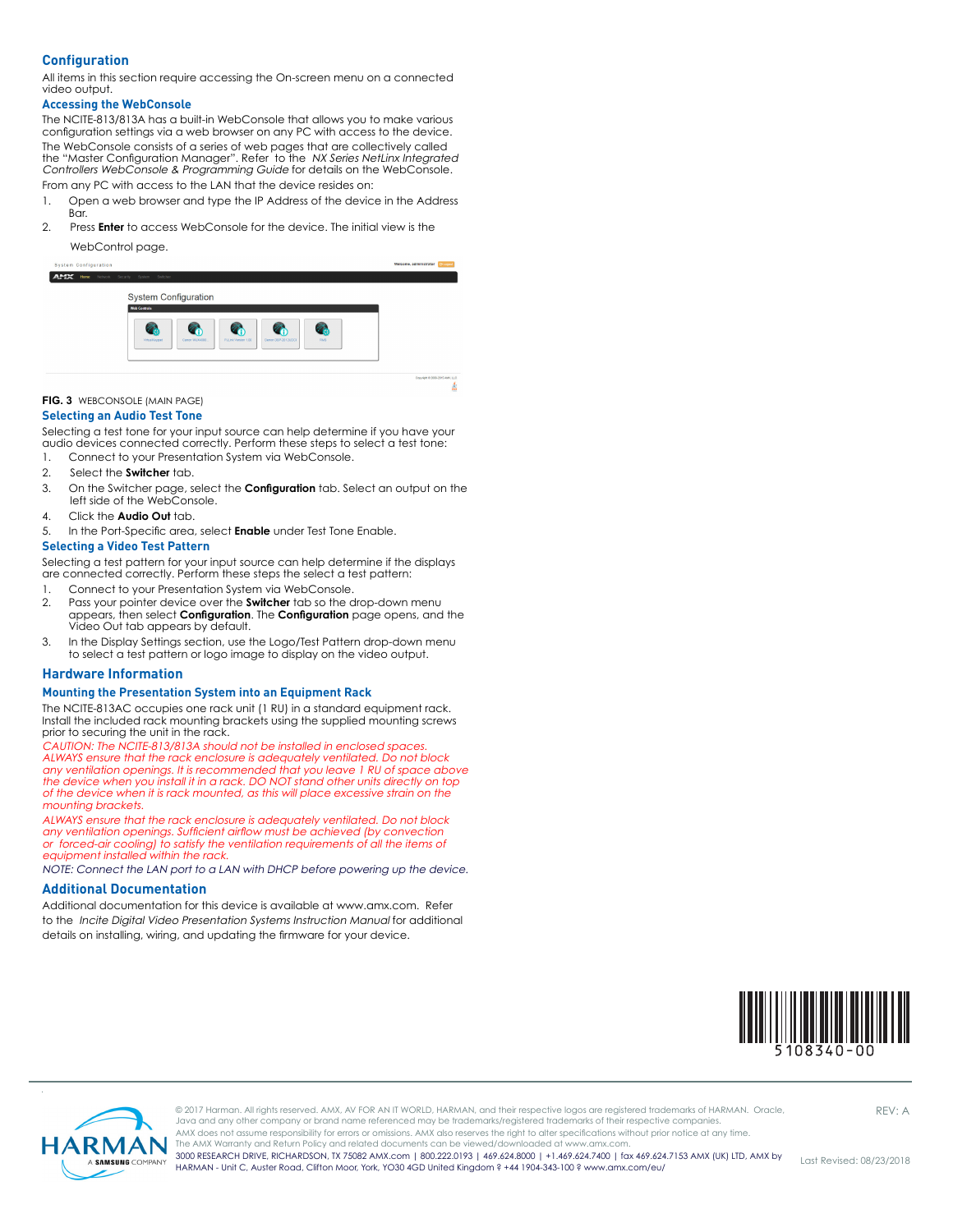## Configuration

All items in this section require accessing the On-screen menu on a connected video output.

### Accessing the WebConsole

The NCITE-813/813A has a built-in WebConsole that allows you to make various configuration settings via a web browser on any PC with access to the device.

The WebConsole consists of a series of web pages that are collectively called the "Master Configuration Manager". Refer to the *NX Series NetLinx Integrated Controllers WebConsole & Programming Guide* for details on the WebConsole.

From any PC with access to the LAN that the device resides on:

1. Open a web browser and type the IP Address of the device in the Address Bar.
2. Press **Enter** to access WebConsole for the device. The initial view is the WebControl page.

**FIG. 3** WEBCONSOLE (MAIN PAGE)

### Selecting an Audio Test Tone

Selecting a test tone for your input source can help determine if you have your audio devices connected correctly. Perform these steps to select a test tone:

1. Connect to your Presentation System via WebConsole.
2. Select the **Switcher** tab.
3. On the Switcher page, select the **Configuration** tab. Select an output on the left side of the WebConsole.
4. Click the **Audio Out** tab.
5. In the Port-Specific area, select **Enable** under Test Tone Enable.

### Selecting a Video Test Pattern

Selecting a test pattern for your input source can help determine if the displays are connected correctly. Perform these steps the select a test pattern:

1. Connect to your Presentation System via WebConsole.
2. Pass your pointer device over the **Switcher** tab so the drop-down menu appears, then select **Configuration**. The **Configuration** page opens, and the Video Out tab appears by default.
3. In the Display Settings section, use the Logo/Test Pattern drop-down menu to select a test pattern or logo image to display on the video output.

## Hardware Information

### Mounting the Presentation System into an Equipment Rack

The NCITE-813AC occupies one rack unit (1 RU) in a standard equipment rack. Install the included rack mounting brackets using the supplied mounting screws prior to securing the unit in the rack.

*CAUTION: The NCITE-813/813A should not be installed in enclosed spaces. ALWAYS ensure that the rack enclosure is adequately ventilated. Do not block any ventilation openings. It is recommended that you leave 1 RU of space above the device when you install it in a rack. DO NOT stand other units directly on top of the device when it is rack mounted, as this will place excessive strain on the mounting brackets.*

*ALWAYS ensure that the rack enclosure is adequately ventilated. Do not block any ventilation openings. Sufficient airflow must be achieved (by convection or forced-air cooling) to satisfy the ventilation requirements of all the items of equipment installed within the rack.*

*NOTE: Connect the LAN port to a LAN with DHCP before powering up the device.*

### Additional Documentation

Additional documentation for this device is available at www.amx.com. Refer to the *Incite Digital Video Presentation Systems Instruction Manual* for additional details on installing, wiring, and updating the firmware for your device.

5108340-00

© 2017 Harman. All rights reserved. AMX, AV FOR AN IT WORLD, HARMAN, and their respective logos are registered trademarks of HARMAN. Oracle, Java and any other company or brand name referenced may be trademarks/registered trademarks of their respective companies.
AMX does not assume responsibility for errors or omissions. AMX also reserves the right to alter specifications without prior notice at any time.
The AMX Warranty and Return Policy and related documents can be viewed/downloaded at www.amx.com.
3000 RESEARCH DRIVE, RICHARDSON, TX 75082 AMX.com | 800.222.0193 | 469.624.8000 | +1.469.624.7400 | fax 469.624.7153 AMX (UK) LTD, AMX by HARMAN - Unit C, Auster Road, Clifton Moor, York, YO30 4GD United Kingdom ? +44 1904-343-100 ? www.amx.com/eu/

REV: A

Last Revised: 08/23/2018